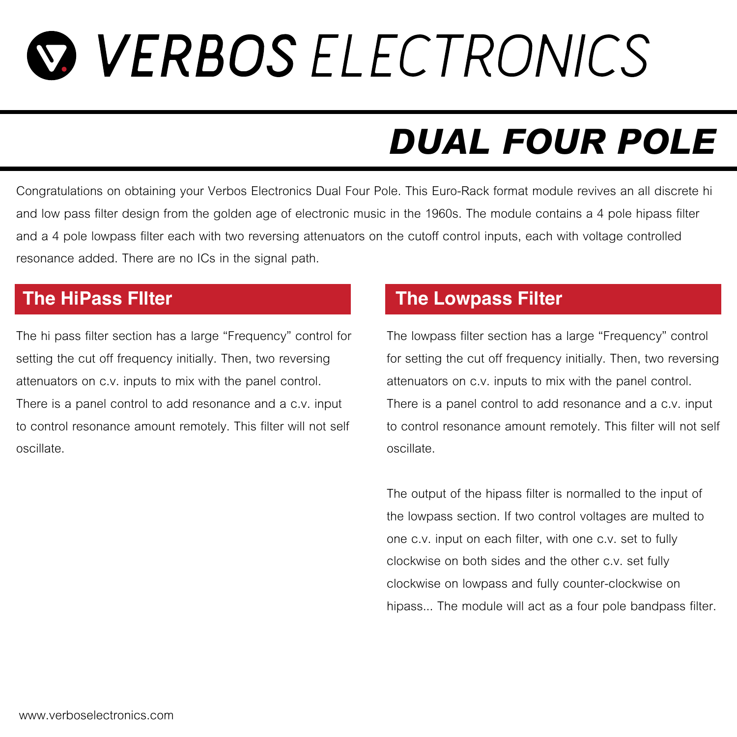# VERBOS ELECTRONICS

## *DUAL FOUR POLE*

Congratulations on obtaining your Verbos Electronics Dual Four Pole. This Euro-Rack format module revives an all discrete hi and low pass filter design from the golden age of electronic music in the 1960s. The module contains a 4 pole hipass filter and a 4 pole lowpass filter each with two reversing attenuators on the cutoff control inputs, each with voltage controlled resonance added. There are no ICs in the signal path.

### The HiPass FIlter

The hi pass filter section has a large “Frequency” control for setting the cut off frequency initially. Then, two reversing attenuators on c.v. inputs to mix with the panel control. There is a panel control to add resonance and a c.v. input to control resonance amount remotely. This filter will not self oscillate.

### The Lowpass Filter

The lowpass filter section has a large “Frequency” control for setting the cut off frequency initially. Then, two reversing attenuators on c.v. inputs to mix with the panel control. There is a panel control to add resonance and a c.v. input to control resonance amount remotely. This filter will not self oscillate.

The output of the hipass filter is normalled to the input of the lowpass section. If two control voltages are multed to one c.v. input on each filter, with one c.v. set to fully clockwise on both sides and the other c.v. set fully clockwise on lowpass and fully counter-clockwise on hipass... The module will act as a four pole bandpass filter.

www.verboselectronics.com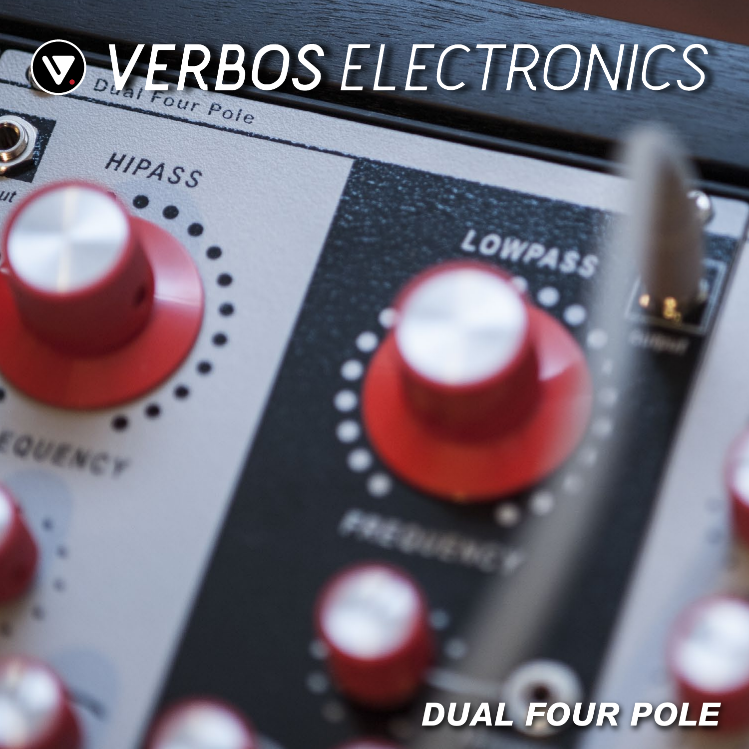# VERBOS ELECTRONICS

## DUAL FOUR POLE